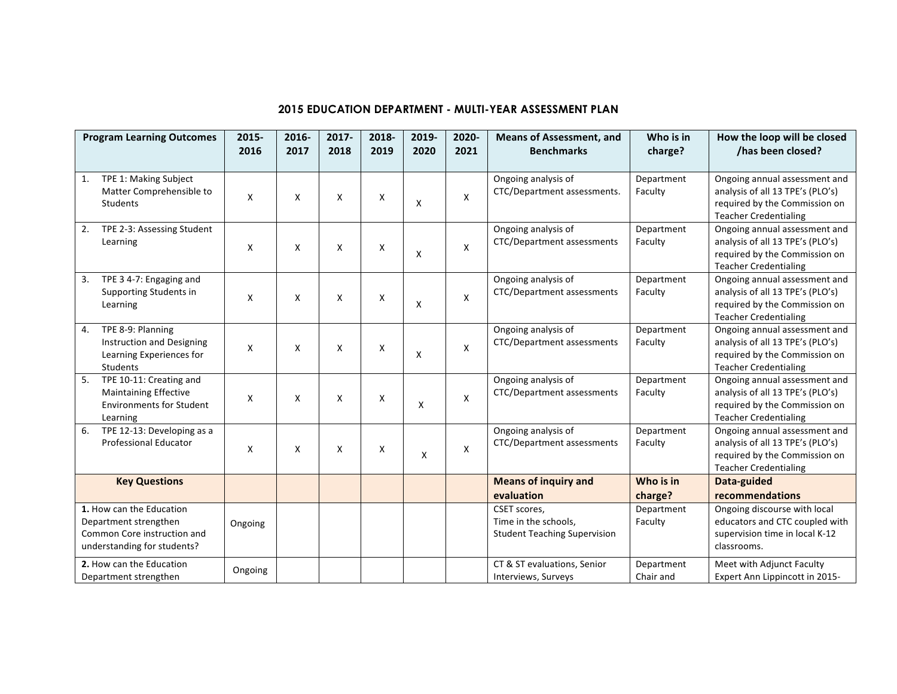# 2015 EDUCATION DEPARTMENT - MULTI-YEAR ASSESSMENT PLAN

| Program Learning Outcomes | 2015-2016 | 2016-2017 | 2017-2018 | 2018-2019 | 2019-2020 | 2020-2021 | Means of Assessment, and Benchmarks | Who is in charge? | How the loop will be closed /has been closed? |
|---|---|---|---|---|---|---|---|---|---|
| 1. TPE 1: Making Subject Matter Comprehensible to Students | X | X | X | X | X | X | Ongoing analysis of CTC/Department assessments. | Department Faculty | Ongoing annual assessment and analysis of all 13 TPE's (PLO's) required by the Commission on Teacher Credentialing |
| 2. TPE 2-3: Assessing Student Learning | X | X | X | X | X | X | Ongoing analysis of CTC/Department assessments | Department Faculty | Ongoing annual assessment and analysis of all 13 TPE's (PLO's) required by the Commission on Teacher Credentialing |
| 3. TPE 3 4-7: Engaging and Supporting Students in Learning | X | X | X | X | X | X | Ongoing analysis of CTC/Department assessments | Department Faculty | Ongoing annual assessment and analysis of all 13 TPE's (PLO's) required by the Commission on Teacher Credentialing |
| 4. TPE 8-9: Planning Instruction and Designing Learning Experiences for Students | X | X | X | X | X | X | Ongoing analysis of CTC/Department assessments | Department Faculty | Ongoing annual assessment and analysis of all 13 TPE's (PLO's) required by the Commission on Teacher Credentialing |
| 5. TPE 10-11: Creating and Maintaining Effective Environments for Student Learning | X | X | X | X | X | X | Ongoing analysis of CTC/Department assessments | Department Faculty | Ongoing annual assessment and analysis of all 13 TPE's (PLO's) required by the Commission on Teacher Credentialing |
| 6. TPE 12-13: Developing as a Professional Educator | X | X | X | X | X | X | Ongoing analysis of CTC/Department assessments | Department Faculty | Ongoing annual assessment and analysis of all 13 TPE's (PLO's) required by the Commission on Teacher Credentialing |
| **Key Questions** | | | | | | | **Means of inquiry and evaluation** | **Who is in charge?** | **Data-guided recommendations** |
| **1.** How can the Education Department strengthen Common Core instruction and understanding for students? | Ongoing | | | | | | CSET scores, Time in the schools, Student Teaching Supervision | Department Faculty | Ongoing discourse with local educators and CTC coupled with supervision time in local K-12 classrooms. |
| **2.** How can the Education Department strengthen | Ongoing | | | | | | CT & ST evaluations, Senior Interviews, Surveys | Department Chair and | Meet with Adjunct Faculty Expert Ann Lippincott in 2015- |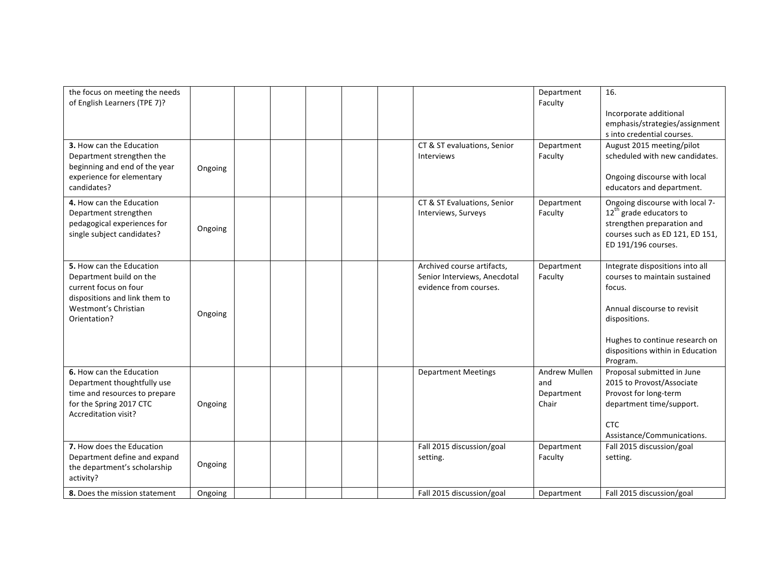| | | | | | | | | | |
|---|---|---|---|---|---|---|---|---|---|
| the focus on meeting the needs of English Learners (TPE 7)? | | | | | | | | Department Faculty | 16.<br><br>Incorporate additional emphasis/strategies/assignments into credential courses. |
| **3.** How can the Education Department strengthen the beginning and end of the year experience for elementary candidates? | Ongoing | | | | | | CT & ST evaluations, Senior Interviews | Department Faculty | August 2015 meeting/pilot scheduled with new candidates.<br><br>Ongoing discourse with local educators and department. |
| **4.** How can the Education Department strengthen pedagogical experiences for single subject candidates? | Ongoing | | | | | | CT & ST Evaluations, Senior Interviews, Surveys | Department Faculty | Ongoing discourse with local 7-12th grade educators to strengthen preparation and courses such as ED 121, ED 151, ED 191/196 courses. |
| **5.** How can the Education Department build on the current focus on four dispositions and link them to Westmont's Christian Orientation? | Ongoing | | | | | | Archived course artifacts, Senior Interviews, Anecdotal evidence from courses. | Department Faculty | Integrate dispositions into all courses to maintain sustained focus.<br><br>Annual discourse to revisit dispositions.<br><br>Hughes to continue research on dispositions within in Education Program. |
| **6.** How can the Education Department thoughtfully use time and resources to prepare for the Spring 2017 CTC Accreditation visit? | Ongoing | | | | | | Department Meetings | Andrew Mullen and Department Chair | Proposal submitted in June 2015 to Provost/Associate Provost for long-term department time/support.<br><br>CTC Assistance/Communications. |
| **7.** How does the Education Department define and expand the department's scholarship activity? | Ongoing | | | | | | Fall 2015 discussion/goal setting. | Department Faculty | Fall 2015 discussion/goal setting. |
| **8.** Does the mission statement | Ongoing | | | | | | Fall 2015 discussion/goal | Department | Fall 2015 discussion/goal |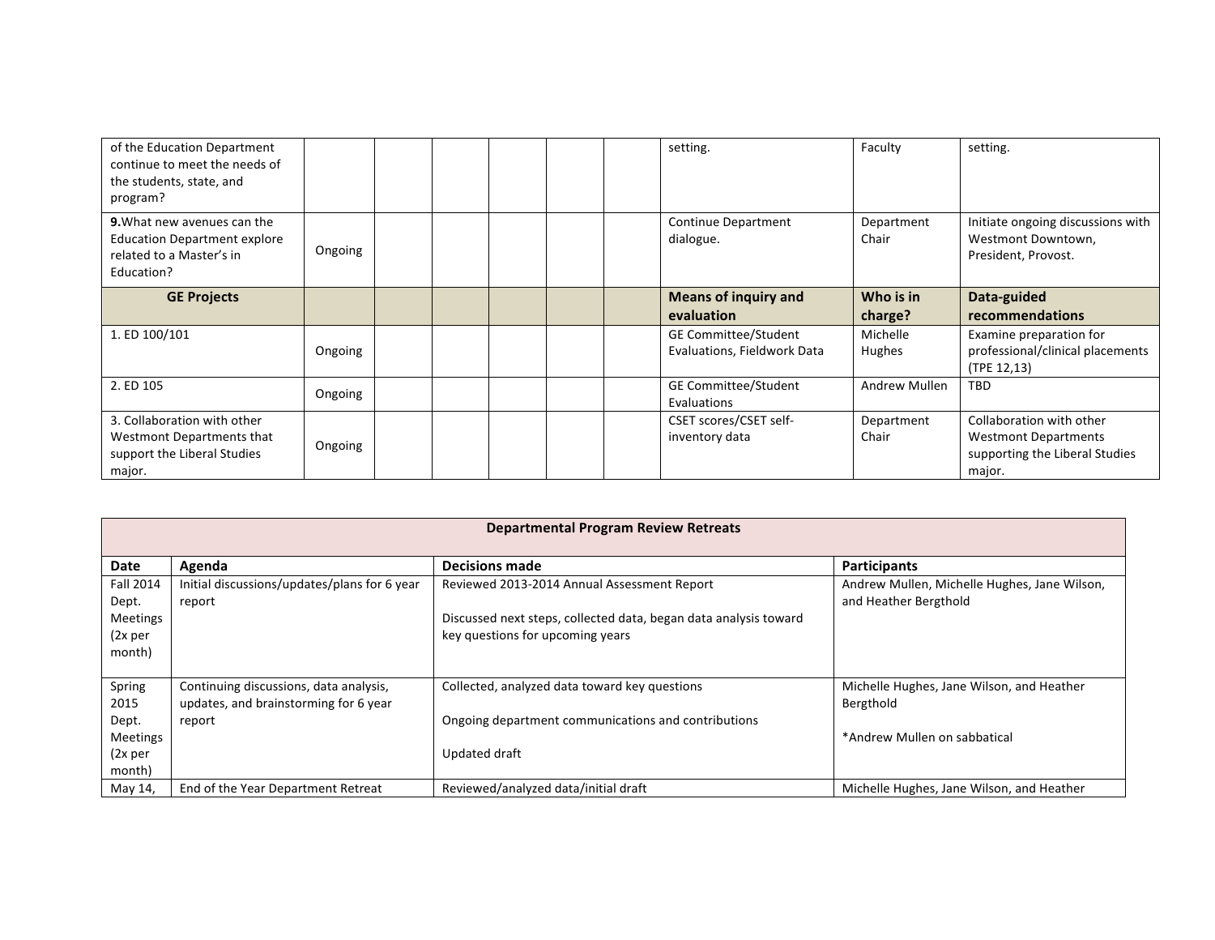| of the Education Department continue to meet the needs of the students, state, and program? | | | | | | | setting. | Faculty | setting. |
|---|---|---|---|---|---|---|---|---|---|
| **9.**What new avenues can the Education Department explore related to a Master's in Education? | Ongoing | | | | | | Continue Department dialogue. | Department Chair | Initiate ongoing discussions with Westmont Downtown, President, Provost. |
| **GE Projects** | | | | | | | **Means of inquiry and evaluation** | **Who is in charge?** | **Data-guided recommendations** |
| 1. ED 100/101 | Ongoing | | | | | | GE Committee/Student Evaluations, Fieldwork Data | Michelle Hughes | Examine preparation for professional/clinical placements (TPE 12,13) |
| 2. ED 105 | Ongoing | | | | | | GE Committee/Student Evaluations | Andrew Mullen | TBD |
| 3. Collaboration with other Westmont Departments that support the Liberal Studies major. | Ongoing | | | | | | CSET scores/CSET self-inventory data | Department Chair | Collaboration with other Westmont Departments supporting the Liberal Studies major. |

| **Departmental Program Review Retreats** | | | |
|---|---|---|---|
| **Date** | **Agenda** | **Decisions made** | **Participants** |
| Fall 2014 Dept. Meetings (2x per month) | Initial discussions/updates/plans for 6 year report | Reviewed 2013-2014 Annual Assessment Report<br><br>Discussed next steps, collected data, began data analysis toward key questions for upcoming years | Andrew Mullen, Michelle Hughes, Jane Wilson, and Heather Bergthold |
| Spring 2015 Dept. Meetings (2x per month) | Continuing discussions, data analysis, updates, and brainstorming for 6 year report | Collected, analyzed data toward key questions<br><br>Ongoing department communications and contributions<br><br>Updated draft | Michelle Hughes, Jane Wilson, and Heather Bergthold<br><br>*Andrew Mullen on sabbatical |
| May 14, | End of the Year Department Retreat | Reviewed/analyzed data/initial draft | Michelle Hughes, Jane Wilson, and Heather |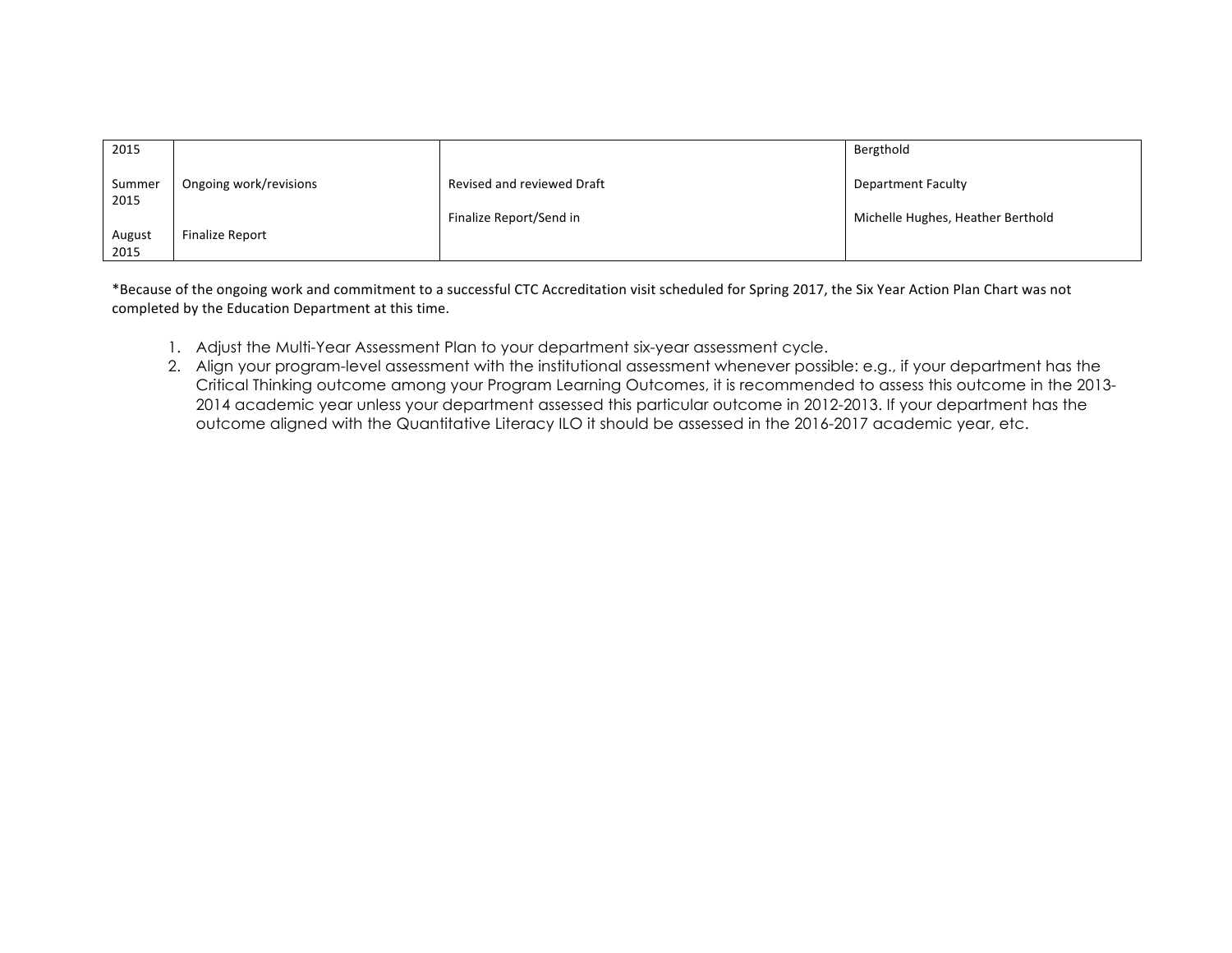| | | | |
|---|---|---|---|
| 2015 | | | Bergthold |
| Summer 2015 | Ongoing work/revisions | Revised and reviewed Draft | Department Faculty |
| August 2015 | Finalize Report | Finalize Report/Send in | Michelle Hughes, Heather Berthold |

*Because of the ongoing work and commitment to a successful CTC Accreditation visit scheduled for Spring 2017, the Six Year Action Plan Chart was not completed by the Education Department at this time.

1. Adjust the Multi-Year Assessment Plan to your department six-year assessment cycle.
2. Align your program-level assessment with the institutional assessment whenever possible: e.g., if your department has the Critical Thinking outcome among your Program Learning Outcomes, it is recommended to assess this outcome in the 2013-2014 academic year unless your department assessed this particular outcome in 2012-2013. If your department has the outcome aligned with the Quantitative Literacy ILO it should be assessed in the 2016-2017 academic year, etc.